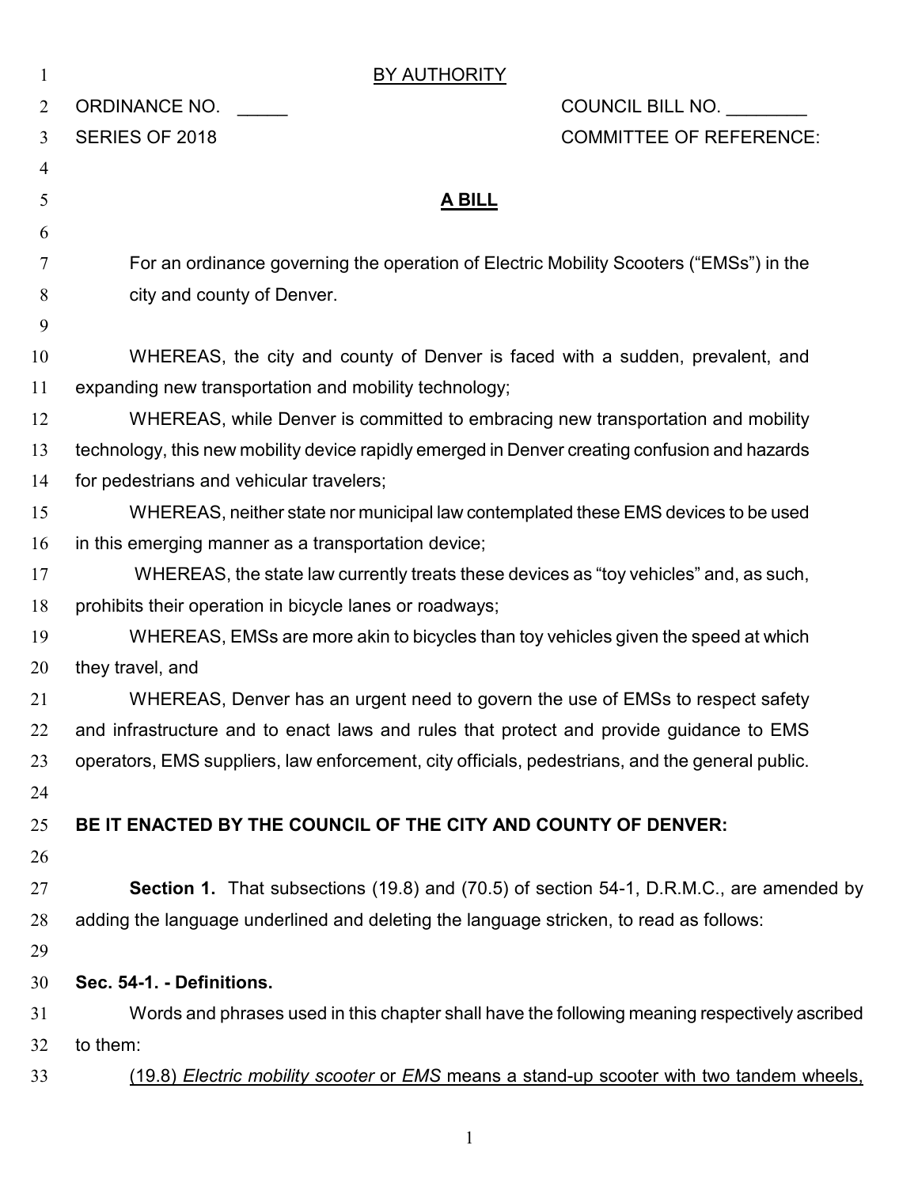BY AUTHORITY

ORDINANCE NO. _____ COUNCIL BILL NO. ________

SERIES OF 2018 COMMITTEE OF REFERENCE:

# A BILL

For an ordinance governing the operation of Electric Mobility Scooters ("EMSs") in the city and county of Denver.

WHEREAS, the city and county of Denver is faced with a sudden, prevalent, and expanding new transportation and mobility technology;

WHEREAS, while Denver is committed to embracing new transportation and mobility technology, this new mobility device rapidly emerged in Denver creating confusion and hazards for pedestrians and vehicular travelers;

WHEREAS, neither state nor municipal law contemplated these EMS devices to be used in this emerging manner as a transportation device;

WHEREAS, the state law currently treats these devices as "toy vehicles" and, as such, prohibits their operation in bicycle lanes or roadways;

WHEREAS, EMSs are more akin to bicycles than toy vehicles given the speed at which they travel, and

WHEREAS, Denver has an urgent need to govern the use of EMSs to respect safety and infrastructure and to enact laws and rules that protect and provide guidance to EMS operators, EMS suppliers, law enforcement, city officials, pedestrians, and the general public.

**BE IT ENACTED BY THE COUNCIL OF THE CITY AND COUNTY OF DENVER:**

**Section 1.** That subsections (19.8) and (70.5) of section 54-1, D.R.M.C., are amended by adding the language underlined and deleting the language stricken, to read as follows:

**Sec. 54-1. - Definitions.**

Words and phrases used in this chapter shall have the following meaning respectively ascribed to them:

<u>(19.8) *Electric mobility scooter* or *EMS* means a stand-up scooter with two tandem wheels,</u>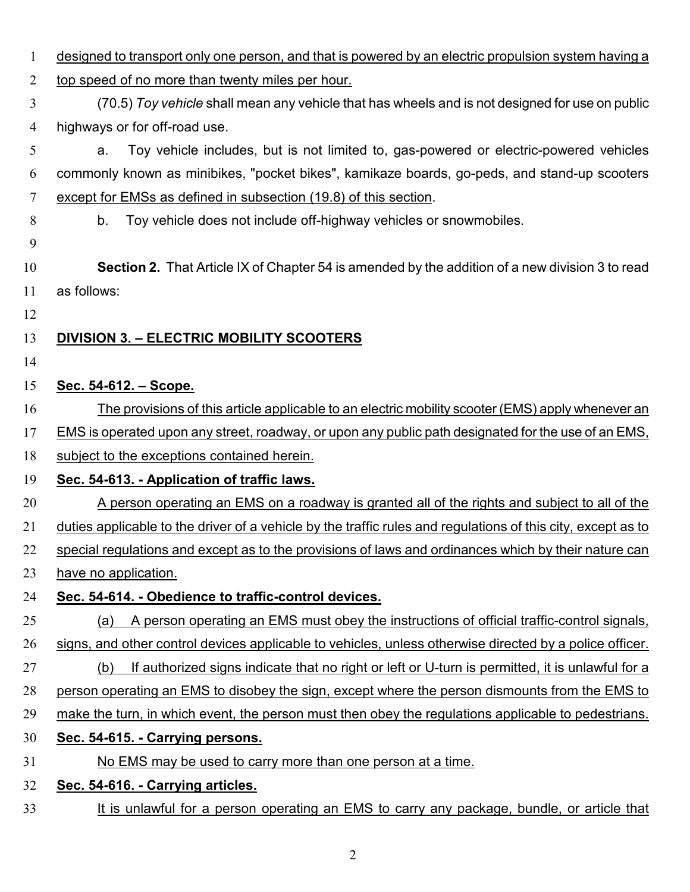designed to transport only one person, and that is powered by an electric propulsion system having a top speed of no more than twenty miles per hour.

(70.5) *Toy vehicle* shall mean any vehicle that has wheels and is not designed for use on public highways or for off-road use.

a. Toy vehicle includes, but is not limited to, gas-powered or electric-powered vehicles commonly known as minibikes, "pocket bikes", kamikaze boards, go-peds, and stand-up scooters except for EMSs as defined in subsection (19.8) of this section.

b. Toy vehicle does not include off-highway vehicles or snowmobiles.

**Section 2.** That Article IX of Chapter 54 is amended by the addition of a new division 3 to read as follows:

**DIVISION 3. – ELECTRIC MOBILITY SCOOTERS**

**Sec. 54-612. – Scope.**

The provisions of this article applicable to an electric mobility scooter (EMS) apply whenever an EMS is operated upon any street, roadway, or upon any public path designated for the use of an EMS, subject to the exceptions contained herein.

**Sec. 54-613. - Application of traffic laws.**

A person operating an EMS on a roadway is granted all of the rights and subject to all of the duties applicable to the driver of a vehicle by the traffic rules and regulations of this city, except as to special regulations and except as to the provisions of laws and ordinances which by their nature can have no application.

**Sec. 54-614. - Obedience to traffic-control devices.**

(a) A person operating an EMS must obey the instructions of official traffic-control signals, signs, and other control devices applicable to vehicles, unless otherwise directed by a police officer.

(b) If authorized signs indicate that no right or left or U-turn is permitted, it is unlawful for a person operating an EMS to disobey the sign, except where the person dismounts from the EMS to make the turn, in which event, the person must then obey the regulations applicable to pedestrians.

**Sec. 54-615. - Carrying persons.**

No EMS may be used to carry more than one person at a time.

**Sec. 54-616. - Carrying articles.**

It is unlawful for a person operating an EMS to carry any package, bundle, or article that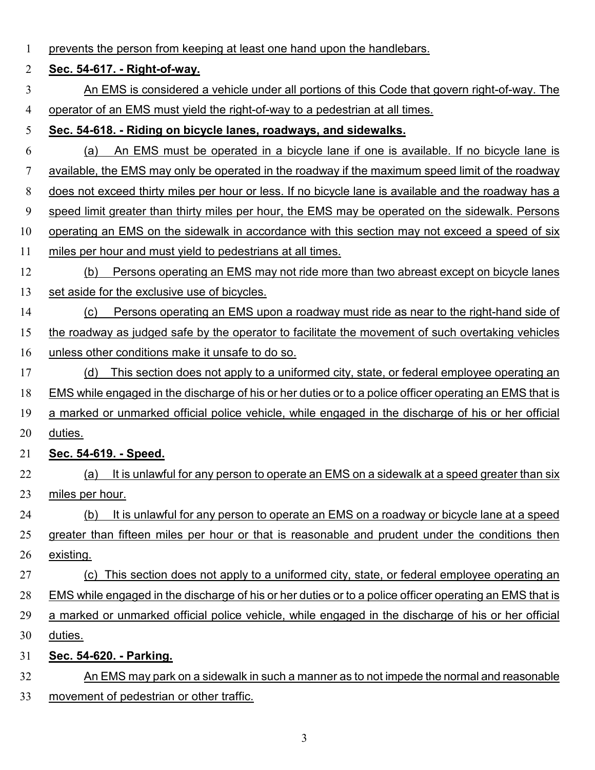prevents the person from keeping at least one hand upon the handlebars.

**Sec. 54-617. - Right-of-way.**

An EMS is considered a vehicle under all portions of this Code that govern right-of-way. The operator of an EMS must yield the right-of-way to a pedestrian at all times.

**Sec. 54-618. - Riding on bicycle lanes, roadways, and sidewalks.**

(a) An EMS must be operated in a bicycle lane if one is available. If no bicycle lane is available, the EMS may only be operated in the roadway if the maximum speed limit of the roadway does not exceed thirty miles per hour or less. If no bicycle lane is available and the roadway has a speed limit greater than thirty miles per hour, the EMS may be operated on the sidewalk. Persons operating an EMS on the sidewalk in accordance with this section may not exceed a speed of six miles per hour and must yield to pedestrians at all times.

(b) Persons operating an EMS may not ride more than two abreast except on bicycle lanes set aside for the exclusive use of bicycles.

(c) Persons operating an EMS upon a roadway must ride as near to the right-hand side of the roadway as judged safe by the operator to facilitate the movement of such overtaking vehicles unless other conditions make it unsafe to do so.

(d) This section does not apply to a uniformed city, state, or federal employee operating an EMS while engaged in the discharge of his or her duties or to a police officer operating an EMS that is a marked or unmarked official police vehicle, while engaged in the discharge of his or her official duties.

**Sec. 54-619. - Speed.**

(a) It is unlawful for any person to operate an EMS on a sidewalk at a speed greater than six miles per hour.

(b) It is unlawful for any person to operate an EMS on a roadway or bicycle lane at a speed greater than fifteen miles per hour or that is reasonable and prudent under the conditions then existing.

(c) This section does not apply to a uniformed city, state, or federal employee operating an EMS while engaged in the discharge of his or her duties or to a police officer operating an EMS that is a marked or unmarked official police vehicle, while engaged in the discharge of his or her official duties.

**Sec. 54-620. - Parking.**

An EMS may park on a sidewalk in such a manner as to not impede the normal and reasonable movement of pedestrian or other traffic.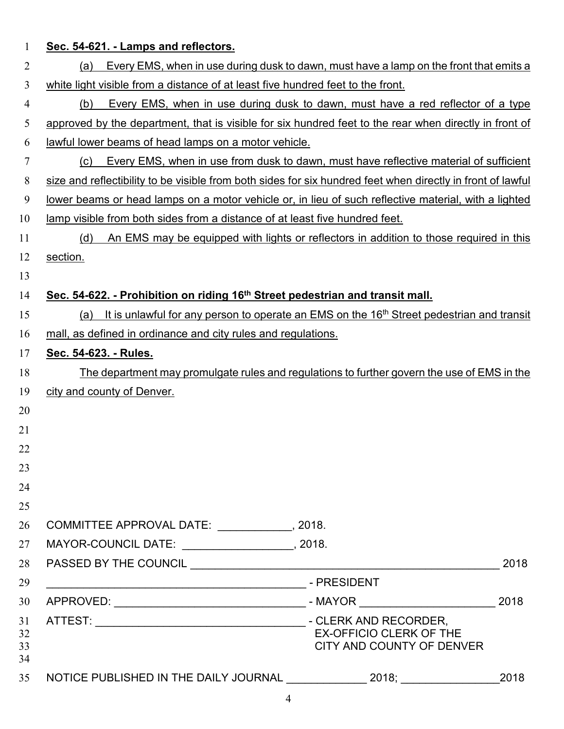**Sec. 54-621. - Lamps and reflectors.**

(a) Every EMS, when in use during dusk to dawn, must have a lamp on the front that emits a white light visible from a distance of at least five hundred feet to the front.

(b) Every EMS, when in use during dusk to dawn, must have a red reflector of a type approved by the department, that is visible for six hundred feet to the rear when directly in front of lawful lower beams of head lamps on a motor vehicle.

(c) Every EMS, when in use from dusk to dawn, must have reflective material of sufficient size and reflectibility to be visible from both sides for six hundred feet when directly in front of lawful lower beams or head lamps on a motor vehicle or, in lieu of such reflective material, with a lighted lamp visible from both sides from a distance of at least five hundred feet.

(d) An EMS may be equipped with lights or reflectors in addition to those required in this section.

**Sec. 54-622. - Prohibition on riding 16th Street pedestrian and transit mall.**

(a) It is unlawful for any person to operate an EMS on the 16th Street pedestrian and transit mall, as defined in ordinance and city rules and regulations.

**Sec. 54-623. - Rules.**

The department may promulgate rules and regulations to further govern the use of EMS in the city and county of Denver.

COMMITTEE APPROVAL DATE: ____________, 2018.

MAYOR-COUNCIL DATE: __________________, 2018.

PASSED BY THE COUNCIL ______________________________________________________ 2018

__________________________________________ - PRESIDENT

APPROVED: _______________________________ - MAYOR ______________________ 2018

ATTEST: __________________________________ - CLERK AND RECORDER,
EX-OFFICIO CLERK OF THE
CITY AND COUNTY OF DENVER

NOTICE PUBLISHED IN THE DAILY JOURNAL _____________ 2018; ________________2018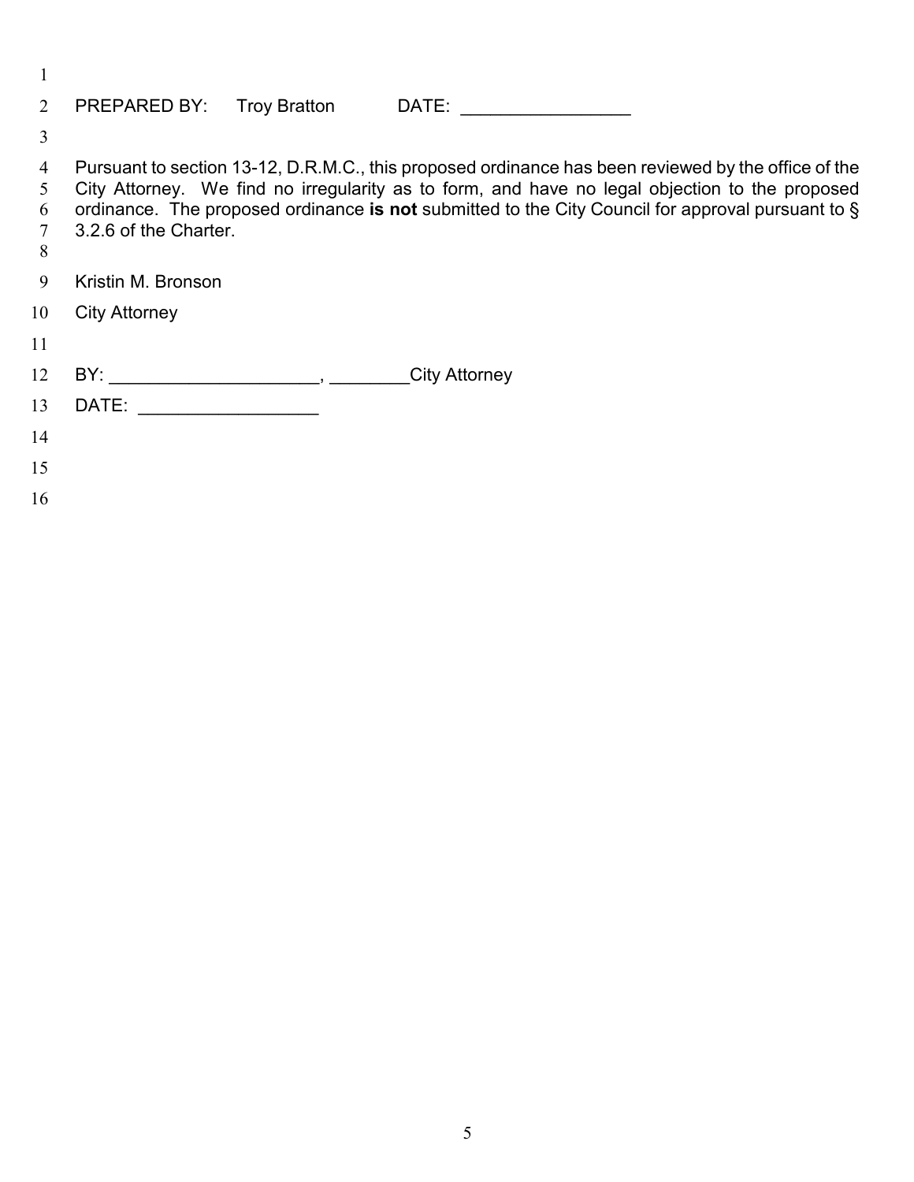PREPARED BY: Troy Bratton DATE: _________________

Pursuant to section 13-12, D.R.M.C., this proposed ordinance has been reviewed by the office of the City Attorney. We find no irregularity as to form, and have no legal objection to the proposed ordinance. The proposed ordinance **is not** submitted to the City Council for approval pursuant to § 3.2.6 of the Charter.

Kristin M. Bronson

City Attorney

BY: _____________________, ________City Attorney

DATE: __________________